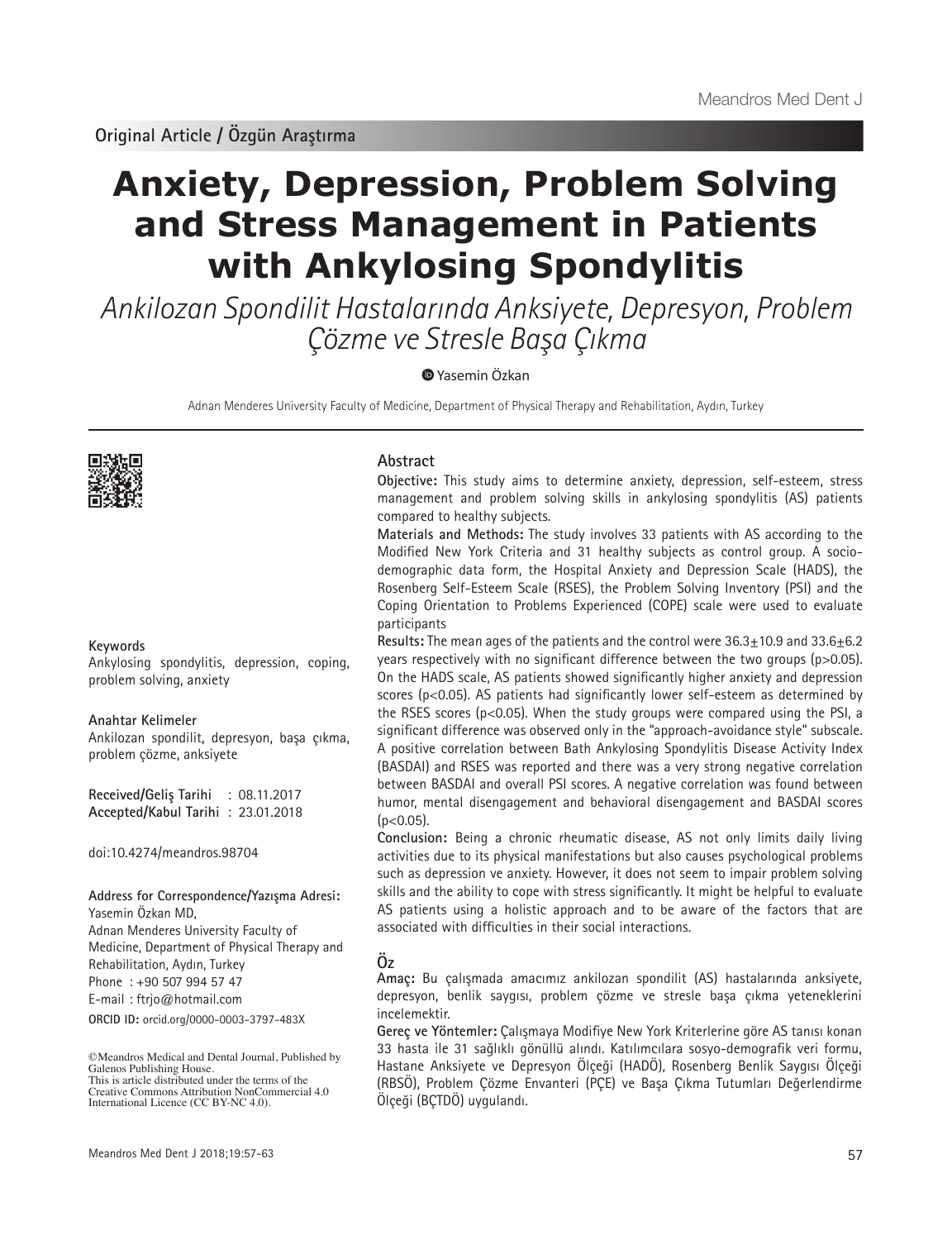Original Article / Özgün Araştırma

# Anxiety, Depression, Problem Solving and Stress Management in Patients with Ankylosing Spondylitis

*Ankilozan Spondilit Hastalarında Anksiyete, Depresyon, Problem Çözme ve Stresle Başa Çıkma*

Yasemin Özkan

Adnan Menderes University Faculty of Medicine, Department of Physical Therapy and Rehabilitation, Aydın, Turkey

## Abstract

**Objective:** This study aims to determine anxiety, depression, self-esteem, stress management and problem solving skills in ankylosing spondylitis (AS) patients compared to healthy subjects.

**Materials and Methods:** The study involves 33 patients with AS according to the Modified New York Criteria and 31 healthy subjects as control group. A socio-demographic data form, the Hospital Anxiety and Depression Scale (HADS), the Rosenberg Self-Esteem Scale (RSES), the Problem Solving Inventory (PSI) and the Coping Orientation to Problems Experienced (COPE) scale were used to evaluate participants

**Results:** The mean ages of the patients and the control were 36.3±10.9 and 33.6±6.2 years respectively with no significant difference between the two groups ($p>0.05$). On the HADS scale, AS patients showed significantly higher anxiety and depression scores ($p<0.05$). AS patients had significantly lower self-esteem as determined by the RSES scores ($p<0.05$). When the study groups were compared using the PSI, a significant difference was observed only in the "approach-avoidance style" subscale. A positive correlation between Bath Ankylosing Spondylitis Disease Activity Index (BASDAI) and RSES was reported and there was a very strong negative correlation between BASDAI and overall PSI scores. A negative correlation was found between humor, mental disengagement and behavioral disengagement and BASDAI scores ($p<0.05$).

**Conclusion:** Being a chronic rheumatic disease, AS not only limits daily living activities due to its physical manifestations but also causes psychological problems such as depression ve anxiety. However, it does not seem to impair problem solving skills and the ability to cope with stress significantly. It might be helpful to evaluate AS patients using a holistic approach and to be aware of the factors that are associated with difficulties in their social interactions.

**Keywords**

Ankylosing spondylitis, depression, coping, problem solving, anxiety

**Anahtar Kelimeler**

Ankilozan spondilit, depresyon, başa çıkma, problem çözme, anksiyete

**Received/Geliş Tarihi** : 08.11.2017
**Accepted/Kabul Tarihi** : 23.01.2018

doi:10.4274/meandros.98704

**Address for Correspondence/Yazışma Adresi:**
Yasemin Özkan MD,
Adnan Menderes University Faculty of Medicine, Department of Physical Therapy and Rehabilitation, Aydın, Turkey
Phone : +90 507 994 57 47
E-mail : ftrjo@hotmail.com
**ORCID ID:** orcid.org/0000-0003-3797-483X

©Meandros Medical and Dental Journal, Published by Galenos Publishing House.
This is article distributed under the terms of the Creative Commons Attribution NonCommercial 4.0 International Licence (CC BY-NC 4.0).

## Öz

**Amaç:** Bu çalışmada amacımız ankilozan spondilit (AS) hastalarında anksiyete, depresyon, benlik saygısı, problem çözme ve stresle başa çıkma yeteneklerini incelemektir.

**Gereç ve Yöntemler:** Çalışmaya Modifiye New York Kriterlerine göre AS tanısı konan 33 hasta ile 31 sağlıklı gönüllü alındı. Katılımcılara sosyo-demografik veri formu, Hastane Anksiyete ve Depresyon Ölçeği (HADÖ), Rosenberg Benlik Saygısı Ölçeği (RBSÖ), Problem Çözme Envanteri (PÇE) ve Başa Çıkma Tutumları Değerlendirme Ölçeği (BÇTDÖ) uygulandı.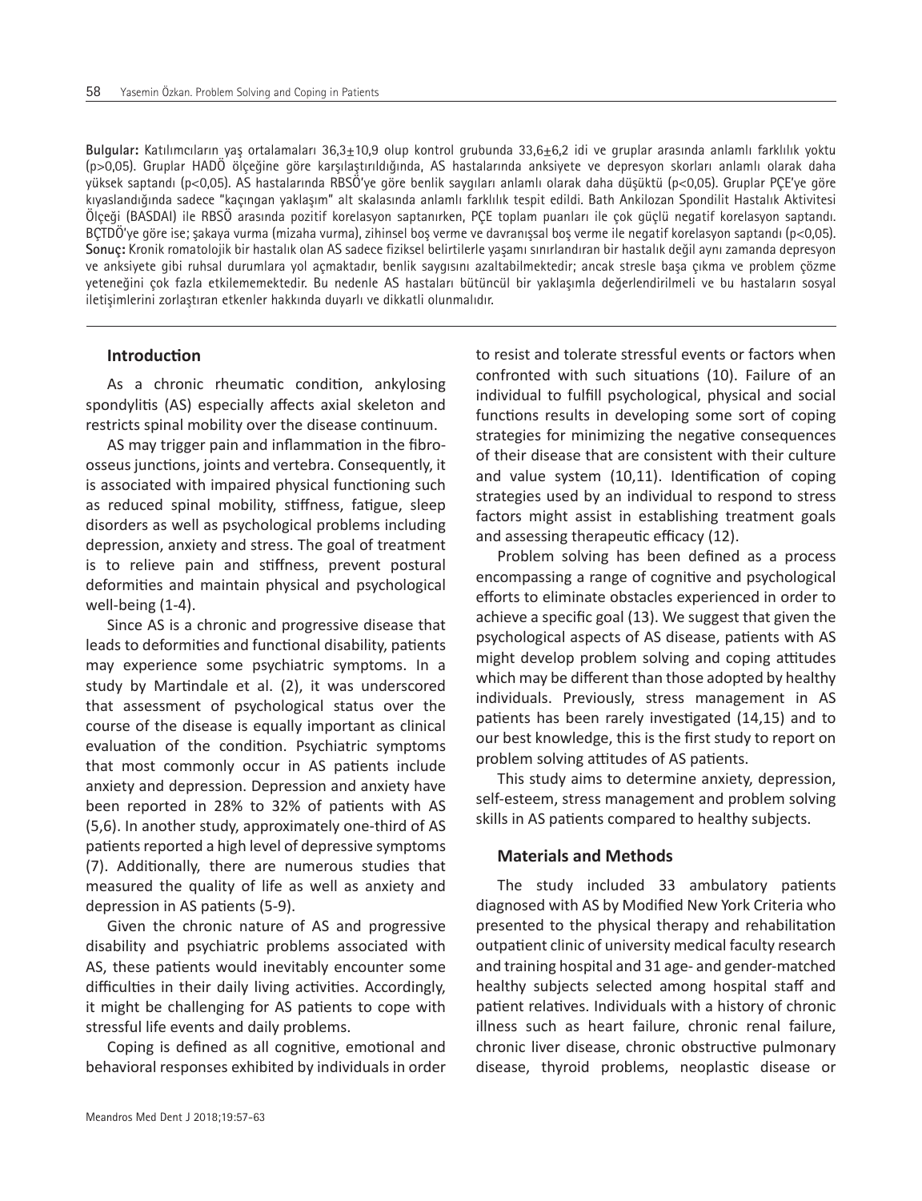**Bulgular:** Katılımcıların yaş ortalamaları 36,3±10,9 olup kontrol grubunda 33,6±6,2 idi ve gruplar arasında anlamlı farklılık yoktu (p>0,05). Gruplar HADÖ ölçeğine göre karşılaştırıldığında, AS hastalarında anksiyete ve depresyon skorları anlamlı olarak daha yüksek saptandı (p<0,05). AS hastalarında RBSÖ'ye göre benlik saygıları anlamlı olarak daha düşüktü (p<0,05). Gruplar PÇE'ye göre kıyaslandığında sadece "kaçıngan yaklaşım" alt skalasında anlamlı farklılık tespit edildi. Bath Ankilozan Spondilit Hastalık Aktivitesi Ölçeği (BASDAI) ile RBSÖ arasında pozitif korelasyon saptanırken, PÇE toplam puanları ile çok güçlü negatif korelasyon saptandı. BÇTDÖ'ye göre ise; şakaya vurma (mizaha vurma), zihinsel boş verme ve davranışsal boş verme ile negatif korelasyon saptandı (p<0,05).
**Sonuç:** Kronik romatolojik bir hastalık olan AS sadece fiziksel belirtilerle yaşamı sınırlandıran bir hastalık değil aynı zamanda depresyon ve anksiyete gibi ruhsal durumlara yol açmaktadır, benlik saygısını azaltabilmektedir; ancak stresle başa çıkma ve problem çözme yeteneğini çok fazla etkilememektedir. Bu nedenle AS hastaları bütüncül bir yaklaşımla değerlendirilmeli ve bu hastaların sosyal iletişimlerini zorlaştıran etkenler hakkında duyarlı ve dikkatli olunmalıdır.

## Introduction

As a chronic rheumatic condition, ankylosing spondylitis (AS) especially affects axial skeleton and restricts spinal mobility over the disease continuum.

AS may trigger pain and inflammation in the fibro-osseus junctions, joints and vertebra. Consequently, it is associated with impaired physical functioning such as reduced spinal mobility, stiffness, fatigue, sleep disorders as well as psychological problems including depression, anxiety and stress. The goal of treatment is to relieve pain and stiffness, prevent postural deformities and maintain physical and psychological well-being (1-4).

Since AS is a chronic and progressive disease that leads to deformities and functional disability, patients may experience some psychiatric symptoms. In a study by Martindale et al. (2), it was underscored that assessment of psychological status over the course of the disease is equally important as clinical evaluation of the condition. Psychiatric symptoms that most commonly occur in AS patients include anxiety and depression. Depression and anxiety have been reported in 28% to 32% of patients with AS (5,6). In another study, approximately one-third of AS patients reported a high level of depressive symptoms (7). Additionally, there are numerous studies that measured the quality of life as well as anxiety and depression in AS patients (5-9).

Given the chronic nature of AS and progressive disability and psychiatric problems associated with AS, these patients would inevitably encounter some difficulties in their daily living activities. Accordingly, it might be challenging for AS patients to cope with stressful life events and daily problems.

Coping is defined as all cognitive, emotional and behavioral responses exhibited by individuals in order to resist and tolerate stressful events or factors when confronted with such situations (10). Failure of an individual to fulfill psychological, physical and social functions results in developing some sort of coping strategies for minimizing the negative consequences of their disease that are consistent with their culture and value system (10,11). Identification of coping strategies used by an individual to respond to stress factors might assist in establishing treatment goals and assessing therapeutic efficacy (12).

Problem solving has been defined as a process encompassing a range of cognitive and psychological efforts to eliminate obstacles experienced in order to achieve a specific goal (13). We suggest that given the psychological aspects of AS disease, patients with AS might develop problem solving and coping attitudes which may be different than those adopted by healthy individuals. Previously, stress management in AS patients has been rarely investigated (14,15) and to our best knowledge, this is the first study to report on problem solving attitudes of AS patients.

This study aims to determine anxiety, depression, self-esteem, stress management and problem solving skills in AS patients compared to healthy subjects.

## Materials and Methods

The study included 33 ambulatory patients diagnosed with AS by Modified New York Criteria who presented to the physical therapy and rehabilitation outpatient clinic of university medical faculty research and training hospital and 31 age- and gender-matched healthy subjects selected among hospital staff and patient relatives. Individuals with a history of chronic illness such as heart failure, chronic renal failure, chronic liver disease, chronic obstructive pulmonary disease, thyroid problems, neoplastic disease or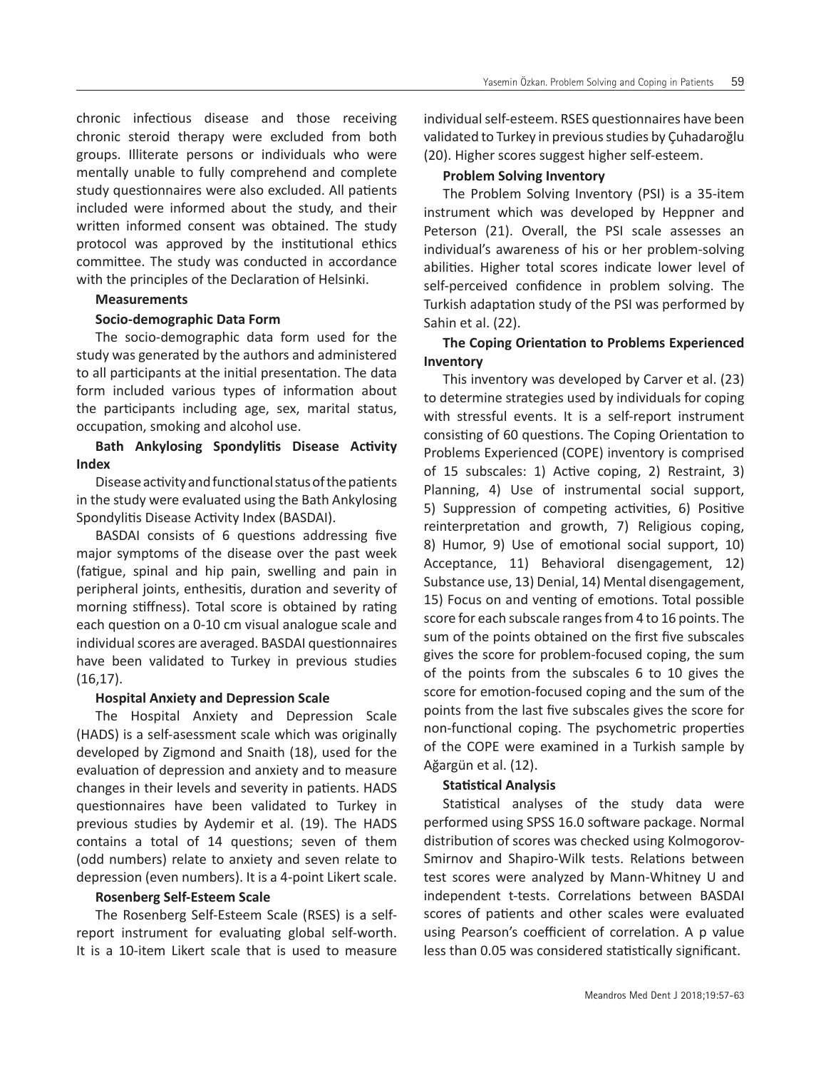chronic infectious disease and those receiving chronic steroid therapy were excluded from both groups. Illiterate persons or individuals who were mentally unable to fully comprehend and complete study questionnaires were also excluded. All patients included were informed about the study, and their written informed consent was obtained. The study protocol was approved by the institutional ethics committee. The study was conducted in accordance with the principles of the Declaration of Helsinki.

**Measurements**

**Socio-demographic Data Form**

The socio-demographic data form used for the study was generated by the authors and administered to all participants at the initial presentation. The data form included various types of information about the participants including age, sex, marital status, occupation, smoking and alcohol use.

**Bath Ankylosing Spondylitis Disease Activity Index**

Disease activity and functional status of the patients in the study were evaluated using the Bath Ankylosing Spondylitis Disease Activity Index (BASDAI).

BASDAI consists of 6 questions addressing five major symptoms of the disease over the past week (fatigue, spinal and hip pain, swelling and pain in peripheral joints, enthesitis, duration and severity of morning stiffness). Total score is obtained by rating each question on a 0-10 cm visual analogue scale and individual scores are averaged. BASDAI questionnaires have been validated to Turkey in previous studies (16,17).

**Hospital Anxiety and Depression Scale**

The Hospital Anxiety and Depression Scale (HADS) is a self-asessment scale which was originally developed by Zigmond and Snaith (18), used for the evaluation of depression and anxiety and to measure changes in their levels and severity in patients. HADS questionnaires have been validated to Turkey in previous studies by Aydemir et al. (19). The HADS contains a total of 14 questions; seven of them (odd numbers) relate to anxiety and seven relate to depression (even numbers). It is a 4-point Likert scale.

**Rosenberg Self-Esteem Scale**

The Rosenberg Self-Esteem Scale (RSES) is a self-report instrument for evaluating global self-worth. It is a 10-item Likert scale that is used to measure individual self-esteem. RSES questionnaires have been validated to Turkey in previous studies by Çuhadaroğlu (20). Higher scores suggest higher self-esteem.

**Problem Solving Inventory**

The Problem Solving Inventory (PSI) is a 35-item instrument which was developed by Heppner and Peterson (21). Overall, the PSI scale assesses an individual's awareness of his or her problem-solving abilities. Higher total scores indicate lower level of self-perceived confidence in problem solving. The Turkish adaptation study of the PSI was performed by Sahin et al. (22).

**The Coping Orientation to Problems Experienced Inventory**

This inventory was developed by Carver et al. (23) to determine strategies used by individuals for coping with stressful events. It is a self-report instrument consisting of 60 questions. The Coping Orientation to Problems Experienced (COPE) inventory is comprised of 15 subscales: 1) Active coping, 2) Restraint, 3) Planning, 4) Use of instrumental social support, 5) Suppression of competing activities, 6) Positive reinterpretation and growth, 7) Religious coping, 8) Humor, 9) Use of emotional social support, 10) Acceptance, 11) Behavioral disengagement, 12) Substance use, 13) Denial, 14) Mental disengagement, 15) Focus on and venting of emotions. Total possible score for each subscale ranges from 4 to 16 points. The sum of the points obtained on the first five subscales gives the score for problem-focused coping, the sum of the points from the subscales 6 to 10 gives the score for emotion-focused coping and the sum of the points from the last five subscales gives the score for non-functional coping. The psychometric properties of the COPE were examined in a Turkish sample by Ağargün et al. (12).

**Statistical Analysis**

Statistical analyses of the study data were performed using SPSS 16.0 software package. Normal distribution of scores was checked using Kolmogorov-Smirnov and Shapiro-Wilk tests. Relations between test scores were analyzed by Mann-Whitney U and independent t-tests. Correlations between BASDAI scores of patients and other scales were evaluated using Pearson's coefficient of correlation. A p value less than 0.05 was considered statistically significant.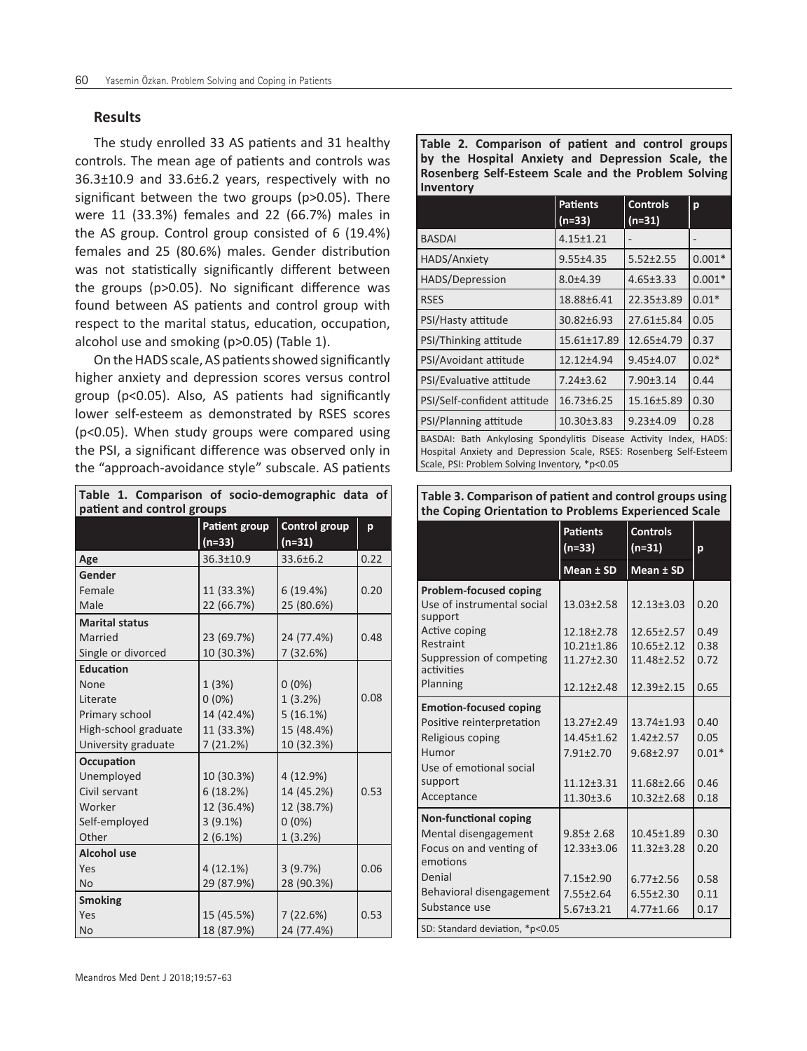## Results

The study enrolled 33 AS patients and 31 healthy controls. The mean age of patients and controls was 36.3±10.9 and 33.6±6.2 years, respectively with no significant between the two groups (p>0.05). There were 11 (33.3%) females and 22 (66.7%) males in the AS group. Control group consisted of 6 (19.4%) females and 25 (80.6%) males. Gender distribution was not statistically significantly different between the groups (p>0.05). No significant difference was found between AS patients and control group with respect to the marital status, education, occupation, alcohol use and smoking (p>0.05) (Table 1).

On the HADS scale, AS patients showed significantly higher anxiety and depression scores versus control group (p<0.05). Also, AS patients had significantly lower self-esteem as demonstrated by RSES scores (p<0.05). When study groups were compared using the PSI, a significant difference was observed only in the "approach-avoidance style" subscale. AS patients

**Table 1. Comparison of socio-demographic data of patient and control groups**

| | Patient group (n=33) | Control group (n=31) | p |
|---|---|---|---|
| **Age** | 36.3±10.9 | 33.6±6.2 | 0.22 |
| **Gender** | | | |
| Female | 11 (33.3%) | 6 (19.4%) | 0.20 |
| Male | 22 (66.7%) | 25 (80.6%) | |
| **Marital status** | | | |
| Married | 23 (69.7%) | 24 (77.4%) | 0.48 |
| Single or divorced | 10 (30.3%) | 7 (32.6%) | |
| **Education** | | | |
| None | 1 (3%) | 0 (0%) | 0.08 |
| Literate | 0 (0%) | 1 (3.2%) | |
| Primary school | 14 (42.4%) | 5 (16.1%) | |
| High-school graduate | 11 (33.3%) | 15 (48.4%) | |
| University graduate | 7 (21.2%) | 10 (32.3%) | |
| **Occupation** | | | |
| Unemployed | 10 (30.3%) | 4 (12.9%) | 0.53 |
| Civil servant | 6 (18.2%) | 14 (45.2%) | |
| Worker | 12 (36.4%) | 12 (38.7%) | |
| Self-employed | 3 (9.1%) | 0 (0%) | |
| Other | 2 (6.1%) | 1 (3.2%) | |
| **Alcohol use** | | | |
| Yes | 4 (12.1%) | 3 (9.7%) | 0.06 |
| No | 29 (87.9%) | 28 (90.3%) | |
| **Smoking** | | | |
| Yes | 15 (45.5%) | 7 (22.6%) | 0.53 |
| No | 18 (87.9%) | 24 (77.4%) | |

**Table 2. Comparison of patient and control groups by the Hospital Anxiety and Depression Scale, the Rosenberg Self-Esteem Scale and the Problem Solving Inventory**

| | Patients (n=33) | Controls (n=31) | p |
|---|---|---|---|
| BASDAI | 4.15±1.21 | - | - |
| HADS/Anxiety | 9.55±4.35 | 5.52±2.55 | 0.001* |
| HADS/Depression | 8.0±4.39 | 4.65±3.33 | 0.001* |
| RSES | 18.88±6.41 | 22.35±3.89 | 0.01* |
| PSI/Hasty attitude | 30.82±6.93 | 27.61±5.84 | 0.05 |
| PSI/Thinking attitude | 15.61±17.89 | 12.65±4.79 | 0.37 |
| PSI/Avoidant attitude | 12.12±4.94 | 9.45±4.07 | 0.02* |
| PSI/Evaluative attitude | 7.24±3.62 | 7.90±3.14 | 0.44 |
| PSI/Self-confident attitude | 16.73±6.25 | 15.16±5.89 | 0.30 |
| PSI/Planning attitude | 10.30±3.83 | 9.23±4.09 | 0.28 |

BASDAI: Bath Ankylosing Spondylitis Disease Activity Index, HADS: Hospital Anxiety and Depression Scale, RSES: Rosenberg Self-Esteem Scale, PSI: Problem Solving Inventory, *p<0.05

**Table 3. Comparison of patient and control groups using the Coping Orientation to Problems Experienced Scale**

| | Patients (n=33) | Controls (n=31) | p |
|---|---|---|---|
| | Mean ± SD | Mean ± SD | |
| **Problem-focused coping** | | | |
| Use of instrumental social support | 13.03±2.58 | 12.13±3.03 | 0.20 |
| Active coping | 12.18±2.78 | 12.65±2.57 | 0.49 |
| Restraint | 10.21±1.86 | 10.65±2.12 | 0.38 |
| Suppression of competing activities | 11.27±2.30 | 11.48±2.52 | 0.72 |
| Planning | 12.12±2.48 | 12.39±2.15 | 0.65 |
| **Emotion-focused coping** | | | |
| Positive reinterpretation | 13.27±2.49 | 13.74±1.93 | 0.40 |
| Religious coping | 14.45±1.62 | 1.42±2.57 | 0.05 |
| Humor | 7.91±2.70 | 9.68±2.97 | 0.01* |
| Use of emotional social support | 11.12±3.31 | 11.68±2.66 | 0.46 |
| Acceptance | 11.30±3.6 | 10.32±2.68 | 0.18 |
| **Non-functional coping** | | | |
| Mental disengagement | 9.85± 2.68 | 10.45±1.89 | 0.30 |
| Focus on and venting of emotions | 12.33±3.06 | 11.32±3.28 | 0.20 |
| Denial | 7.15±2.90 | 6.77±2.56 | 0.58 |
| Behavioral disengagement | 7.55±2.64 | 6.55±2.30 | 0.11 |
| Substance use | 5.67±3.21 | 4.77±1.66 | 0.17 |

SD: Standard deviation, *p<0.05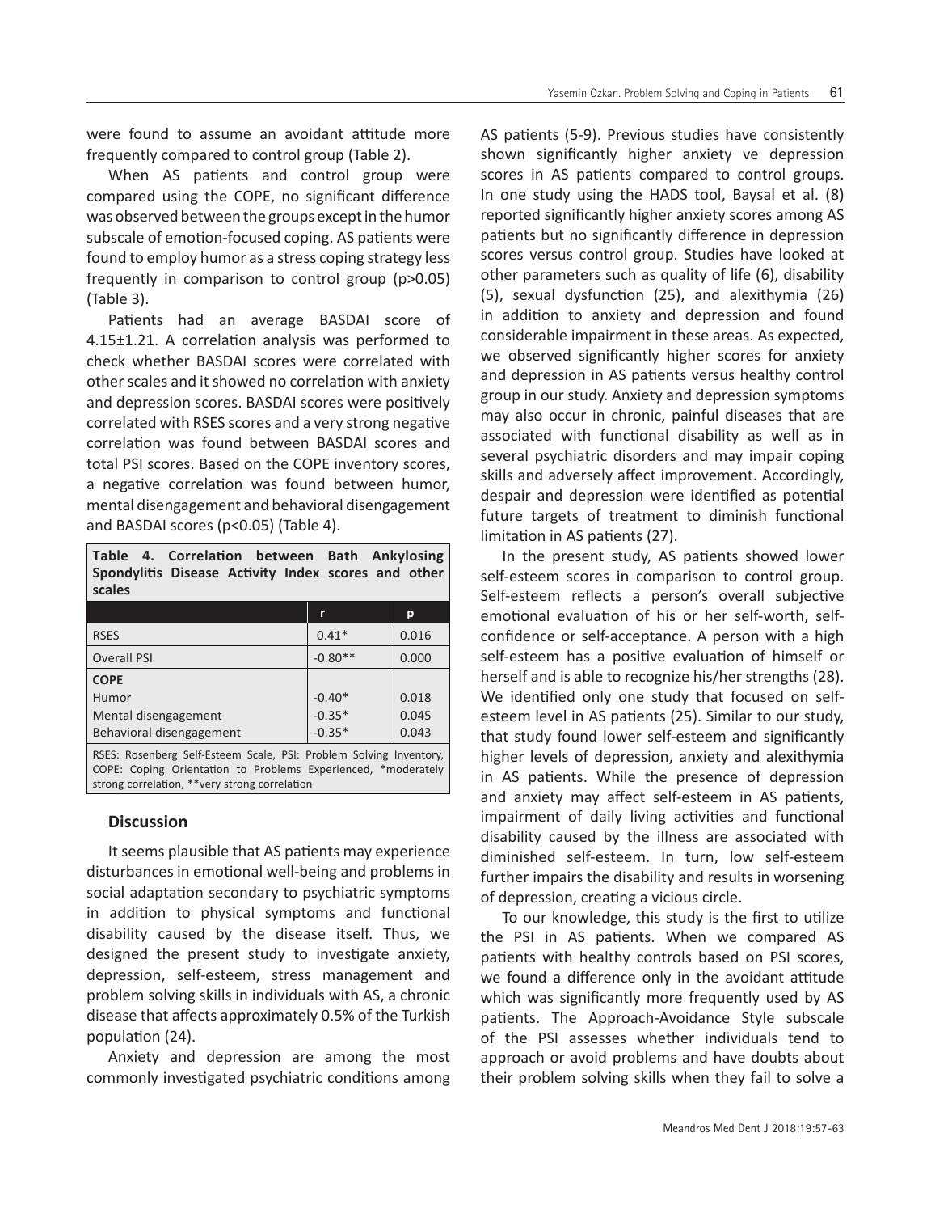were found to assume an avoidant attitude more frequently compared to control group (Table 2).

When AS patients and control group were compared using the COPE, no significant difference was observed between the groups except in the humor subscale of emotion-focused coping. AS patients were found to employ humor as a stress coping strategy less frequently in comparison to control group (p>0.05) (Table 3).

Patients had an average BASDAI score of 4.15±1.21. A correlation analysis was performed to check whether BASDAI scores were correlated with other scales and it showed no correlation with anxiety and depression scores. BASDAI scores were positively correlated with RSES scores and a very strong negative correlation was found between BASDAI scores and total PSI scores. Based on the COPE inventory scores, a negative correlation was found between humor, mental disengagement and behavioral disengagement and BASDAI scores (p<0.05) (Table 4).

**Table 4. Correlation between Bath Ankylosing Spondylitis Disease Activity Index scores and other scales**

| | r | p |
|---|---|---|
| RSES | 0.41* | 0.016 |
| Overall PSI | -0.80** | 0.000 |
| **COPE** | | |
| Humor | -0.40* | 0.018 |
| Mental disengagement | -0.35* | 0.045 |
| Behavioral disengagement | -0.35* | 0.043 |

RSES: Rosenberg Self-Esteem Scale, PSI: Problem Solving Inventory, COPE: Coping Orientation to Problems Experienced, *moderately strong correlation, **very strong correlation

## Discussion

It seems plausible that AS patients may experience disturbances in emotional well-being and problems in social adaptation secondary to psychiatric symptoms in addition to physical symptoms and functional disability caused by the disease itself. Thus, we designed the present study to investigate anxiety, depression, self-esteem, stress management and problem solving skills in individuals with AS, a chronic disease that affects approximately 0.5% of the Turkish population (24).

Anxiety and depression are among the most commonly investigated psychiatric conditions among AS patients (5-9). Previous studies have consistently shown significantly higher anxiety ve depression scores in AS patients compared to control groups. In one study using the HADS tool, Baysal et al. (8) reported significantly higher anxiety scores among AS patients but no significantly difference in depression scores versus control group. Studies have looked at other parameters such as quality of life (6), disability (5), sexual dysfunction (25), and alexithymia (26) in addition to anxiety and depression and found considerable impairment in these areas. As expected, we observed significantly higher scores for anxiety and depression in AS patients versus healthy control group in our study. Anxiety and depression symptoms may also occur in chronic, painful diseases that are associated with functional disability as well as in several psychiatric disorders and may impair coping skills and adversely affect improvement. Accordingly, despair and depression were identified as potential future targets of treatment to diminish functional limitation in AS patients (27).

In the present study, AS patients showed lower self-esteem scores in comparison to control group. Self-esteem reflects a person's overall subjective emotional evaluation of his or her self-worth, self-confidence or self-acceptance. A person with a high self-esteem has a positive evaluation of himself or herself and is able to recognize his/her strengths (28). We identified only one study that focused on self-esteem level in AS patients (25). Similar to our study, that study found lower self-esteem and significantly higher levels of depression, anxiety and alexithymia in AS patients. While the presence of depression and anxiety may affect self-esteem in AS patients, impairment of daily living activities and functional disability caused by the illness are associated with diminished self-esteem. In turn, low self-esteem further impairs the disability and results in worsening of depression, creating a vicious circle.

To our knowledge, this study is the first to utilize the PSI in AS patients. When we compared AS patients with healthy controls based on PSI scores, we found a difference only in the avoidant attitude which was significantly more frequently used by AS patients. The Approach-Avoidance Style subscale of the PSI assesses whether individuals tend to approach or avoid problems and have doubts about their problem solving skills when they fail to solve a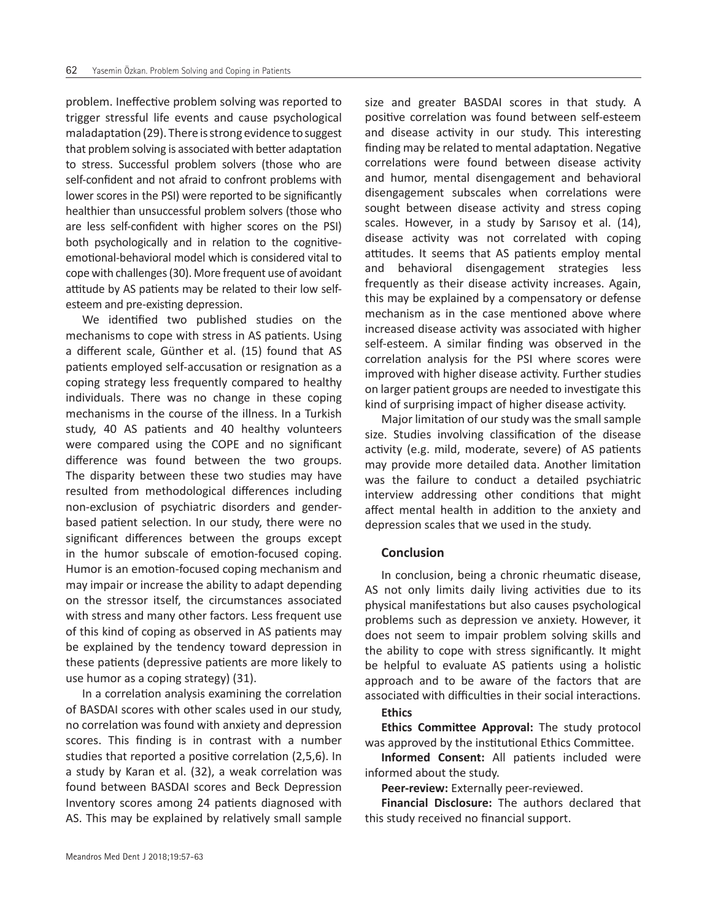problem. Ineffective problem solving was reported to trigger stressful life events and cause psychological maladaptation (29). There is strong evidence to suggest that problem solving is associated with better adaptation to stress. Successful problem solvers (those who are self-confident and not afraid to confront problems with lower scores in the PSI) were reported to be significantly healthier than unsuccessful problem solvers (those who are less self-confident with higher scores on the PSI) both psychologically and in relation to the cognitive-emotional-behavioral model which is considered vital to cope with challenges (30). More frequent use of avoidant attitude by AS patients may be related to their low self-esteem and pre-existing depression.

We identified two published studies on the mechanisms to cope with stress in AS patients. Using a different scale, Günther et al. (15) found that AS patients employed self-accusation or resignation as a coping strategy less frequently compared to healthy individuals. There was no change in these coping mechanisms in the course of the illness. In a Turkish study, 40 AS patients and 40 healthy volunteers were compared using the COPE and no significant difference was found between the two groups. The disparity between these two studies may have resulted from methodological differences including non-exclusion of psychiatric disorders and gender-based patient selection. In our study, there were no significant differences between the groups except in the humor subscale of emotion-focused coping. Humor is an emotion-focused coping mechanism and may impair or increase the ability to adapt depending on the stressor itself, the circumstances associated with stress and many other factors. Less frequent use of this kind of coping as observed in AS patients may be explained by the tendency toward depression in these patients (depressive patients are more likely to use humor as a coping strategy) (31).

In a correlation analysis examining the correlation of BASDAI scores with other scales used in our study, no correlation was found with anxiety and depression scores. This finding is in contrast with a number studies that reported a positive correlation (2,5,6). In a study by Karan et al. (32), a weak correlation was found between BASDAI scores and Beck Depression Inventory scores among 24 patients diagnosed with AS. This may be explained by relatively small sample size and greater BASDAI scores in that study. A positive correlation was found between self-esteem and disease activity in our study. This interesting finding may be related to mental adaptation. Negative correlations were found between disease activity and humor, mental disengagement and behavioral disengagement subscales when correlations were sought between disease activity and stress coping scales. However, in a study by Sarısoy et al. (14), disease activity was not correlated with coping attitudes. It seems that AS patients employ mental and behavioral disengagement strategies less frequently as their disease activity increases. Again, this may be explained by a compensatory or defense mechanism as in the case mentioned above where increased disease activity was associated with higher self-esteem. A similar finding was observed in the correlation analysis for the PSI where scores were improved with higher disease activity. Further studies on larger patient groups are needed to investigate this kind of surprising impact of higher disease activity.

Major limitation of our study was the small sample size. Studies involving classification of the disease activity (e.g. mild, moderate, severe) of AS patients may provide more detailed data. Another limitation was the failure to conduct a detailed psychiatric interview addressing other conditions that might affect mental health in addition to the anxiety and depression scales that we used in the study.

## Conclusion

In conclusion, being a chronic rheumatic disease, AS not only limits daily living activities due to its physical manifestations but also causes psychological problems such as depression ve anxiety. However, it does not seem to impair problem solving skills and the ability to cope with stress significantly. It might be helpful to evaluate AS patients using a holistic approach and to be aware of the factors that are associated with difficulties in their social interactions.

**Ethics**

**Ethics Committee Approval:** The study protocol was approved by the institutional Ethics Committee.

**Informed Consent:** All patients included were informed about the study.

**Peer-review:** Externally peer-reviewed.

**Financial Disclosure:** The authors declared that this study received no financial support.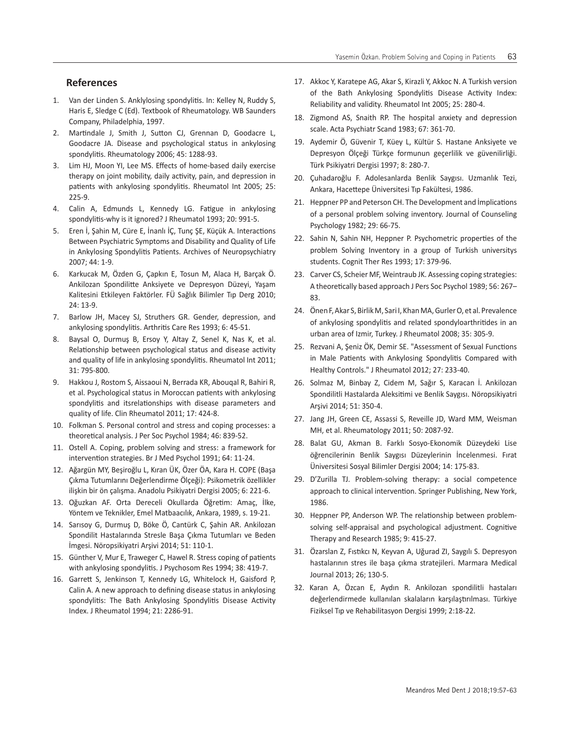## References

1. Van der Linden S. Anklylosing spondylitis. In: Kelley N, Ruddy S, Haris E, Sledge C (Ed). Textbook of Rheumatology. WB Saunders Company, Philadelphia, 1997.
2. Martindale J, Smith J, Sutton CJ, Grennan D, Goodacre L, Goodacre JA. Disease and psychological status in ankylosing spondylitis. Rheumatology 2006; 45: 1288-93.
3. Lim HJ, Moon YI, Lee MS. Effects of home-based daily exercise therapy on joint mobility, daily activity, pain, and depression in patients with ankylosing spondylitis. Rheumatol Int 2005; 25: 225-9.
4. Calin A, Edmunds L, Kennedy LG. Fatigue in ankylosing spondylitis-why is it ignored? J Rheumatol 1993; 20: 991-5.
5. Eren İ, Şahin M, Cüre E, İnanlı İÇ, Tunç ŞE, Küçük A. Interactions Between Psychiatric Symptoms and Disability and Quality of Life in Ankylosing Spondylitis Patients. Archives of Neuropsychiatry 2007; 44: 1-9.
6. Karkucak M, Özden G, Çapkın E, Tosun M, Alaca H, Barçak Ö. Ankilozan Spondilitte Anksiyete ve Depresyon Düzeyi, Yaşam Kalitesini Etkileyen Faktörler. FÜ Sağlık Bilimler Tıp Derg 2010; 24: 13-9.
7. Barlow JH, Macey SJ, Struthers GR. Gender, depression, and ankylosing spondylitis. Arthritis Care Res 1993; 6: 45-51.
8. Baysal O, Durmuş B, Ersoy Y, Altay Z, Senel K, Nas K, et al. Relationship between psychological status and disease activity and quality of life in ankylosing spondylitis. Rheumatol Int 2011; 31: 795-800.
9. Hakkou J, Rostom S, Aissaoui N, Berrada KR, Abouqal R, Bahiri R, et al. Psychological status in Moroccan patients with ankylosing spondylitis and itsrelationships with disease parameters and quality of life. Clin Rheumatol 2011; 17: 424-8.
10. Folkman S. Personal control and stress and coping processes: a theoretical analysis. J Per Soc Psychol 1984; 46: 839-52.
11. Ostell A. Coping, problem solving and stress: a framework for intervention strategies. Br J Med Psychol 1991; 64: 11-24.
12. Ağargün MY, Beşiroğlu L, Kıran ÜK, Özer ÖA, Kara H. COPE (Başa Çıkma Tutumlarını Değerlendirme Ölçeği): Psikometrik özellikler ilişkin bir ön çalışma. Anadolu Psikiyatri Dergisi 2005; 6: 221-6.
13. Oğuzkan AF. Orta Dereceli Okullarda Öğretim: Amaç, İlke, Yöntem ve Teknikler, Emel Matbaacılık, Ankara, 1989, s. 19-21.
14. Sarısoy G, Durmuş D, Böke Ö, Cantürk C, Şahin AR. Ankilozan Spondilit Hastalarında Stresle Başa Çıkma Tutumları ve Beden İmgesi. Nöropsikiyatri Arşivi 2014; 51: 110-1.
15. Günther V, Mur E, Traweger C, Hawel R. Stress coping of patients with ankylosing spondylitis. J Psychosom Res 1994; 38: 419-7.
16. Garrett S, Jenkinson T, Kennedy LG, Whitelock H, Gaisford P, Calin A. A new approach to defining disease status in ankylosing spondylitis: The Bath Ankylosing Spondylitis Disease Activity Index. J Rheumatol 1994; 21: 2286-91.
17. Akkoc Y, Karatepe AG, Akar S, Kirazli Y, Akkoc N. A Turkish version of the Bath Ankylosing Spondylitis Disease Activity Index: Reliability and validity. Rheumatol Int 2005; 25: 280-4.
18. Zigmond AS, Snaith RP. The hospital anxiety and depression scale. Acta Psychiatr Scand 1983; 67: 361-70.
19. Aydemir Ö, Güvenir T, Küey L, Kültür S. Hastane Anksiyete ve Depresyon Ölçeği Türkçe formunun geçerlilik ve güvenilirliği. Türk Psikiyatri Dergisi 1997; 8: 280-7.
20. Çuhadaroğlu F. Adolesanlarda Benlik Saygısı. Uzmanlık Tezi, Ankara, Hacettepe Üniversitesi Tıp Fakültesi, 1986.
21. Heppner PP and Peterson CH. The Development and İmplications of a personal problem solving inventory. Journal of Counseling Psychology 1982; 29: 66-75.
22. Sahin N, Sahin NH, Heppner P. Psychometric properties of the problem Solving Inventory in a group of Turkish universitys students. Cognit Ther Res 1993; 17: 379-96.
23. Carver CS, Scheier MF, Weintraub JK. Assessing coping strategies: A theoretically based approach J Pers Soc Psychol 1989; 56: 267–83.
24. Önen F, Akar S, Birlik M, Sari I, Khan MA, Gurler O, et al. Prevalence of ankylosing spondylitis and related spondyloarthritides in an urban area of Izmir, Turkey. J Rheumatol 2008; 35: 305-9.
25. Rezvani A, Şeniz ÖK, Demir SE. "Assessment of Sexual Functions in Male Patients with Ankylosing Spondylitis Compared with Healthy Controls." J Rheumatol 2012; 27: 233-40.
26. Solmaz M, Binbay Z, Cidem M, Sağır S, Karacan İ. Ankilozan Spondilitli Hastalarda Aleksitimi ve Benlik Saygısı. Nöropsikiyatri Arşivi 2014; 51: 350-4.
27. Jang JH, Green CE, Assassi S, Reveille JD, Ward MM, Weisman MH, et al. Rheumatology 2011; 50: 2087-92.
28. Balat GU, Akman B. Farklı Sosyo-Ekonomik Düzeydeki Lise öğrencilerinin Benlik Saygısı Düzeylerinin İncelenmesi. Fırat Üniversitesi Sosyal Bilimler Dergisi 2004; 14: 175-83.
29. D'Zurilla TJ. Problem-solving therapy: a social competence approach to clinical intervention. Springer Publishing, New York, 1986.
30. Heppner PP, Anderson WP. The relationship between problem-solving self-appraisal and psychological adjustment. Cognitive Therapy and Research 1985; 9: 415-27.
31. Özarslan Z, Fıstıkcı N, Keyvan A, Uğurad ZI, Saygılı S. Depresyon hastalarının stres ile başa çıkma stratejileri. Marmara Medical Journal 2013; 26; 130-5.
32. Karan A, Özcan E, Aydın R. Ankilozan spondilitli hastaları değerlendirmede kullanılan skalaların karşılaştırılması. Türkiye Fiziksel Tıp ve Rehabilitasyon Dergisi 1999; 2:18-22.